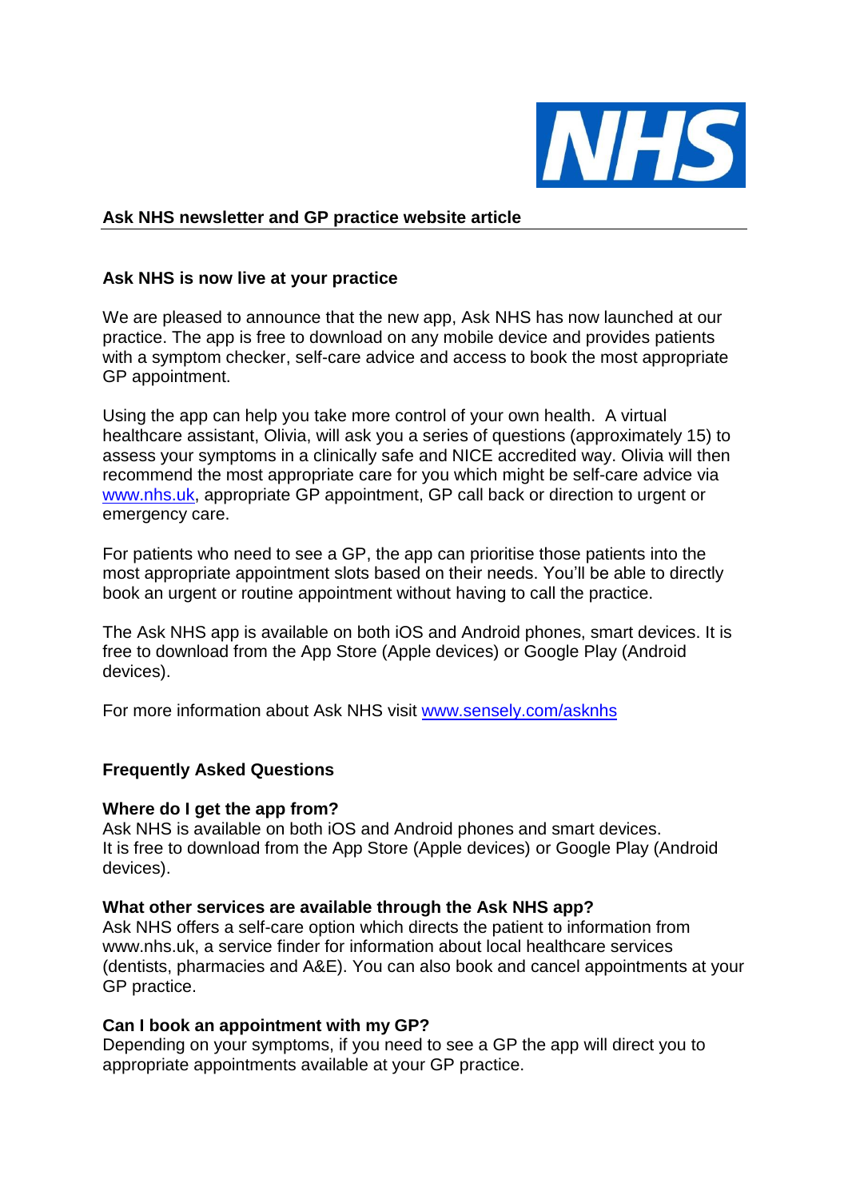**Ask NHS newsletter and GP practice website article**

## Ask NHS is now live at your practice

We are pleased to announce that the new app, Ask NHS has now launched at our practice. The app is free to download on any mobile device and provides patients with a symptom checker, self-care advice and access to book the most appropriate GP appointment.

Using the app can help you take more control of your own health. A virtual healthcare assistant, Olivia, will ask you a series of questions (approximately 15) to assess your symptoms in a clinically safe and NICE accredited way. Olivia will then recommend the most appropriate care for you which might be self-care advice via www.nhs.uk, appropriate GP appointment, GP call back or direction to urgent or emergency care.

For patients who need to see a GP, the app can prioritise those patients into the most appropriate appointment slots based on their needs. You'll be able to directly book an urgent or routine appointment without having to call the practice.

The Ask NHS app is available on both iOS and Android phones, smart devices. It is free to download from the App Store (Apple devices) or Google Play (Android devices).

For more information about Ask NHS visit www.sensely.com/asknhs

## Frequently Asked Questions

**Where do I get the app from?**
Ask NHS is available on both iOS and Android phones and smart devices.
It is free to download from the App Store (Apple devices) or Google Play (Android devices).

**What other services are available through the Ask NHS app?**
Ask NHS offers a self-care option which directs the patient to information from www.nhs.uk, a service finder for information about local healthcare services (dentists, pharmacies and A&E). You can also book and cancel appointments at your GP practice.

**Can I book an appointment with my GP?**
Depending on your symptoms, if you need to see a GP the app will direct you to appropriate appointments available at your GP practice.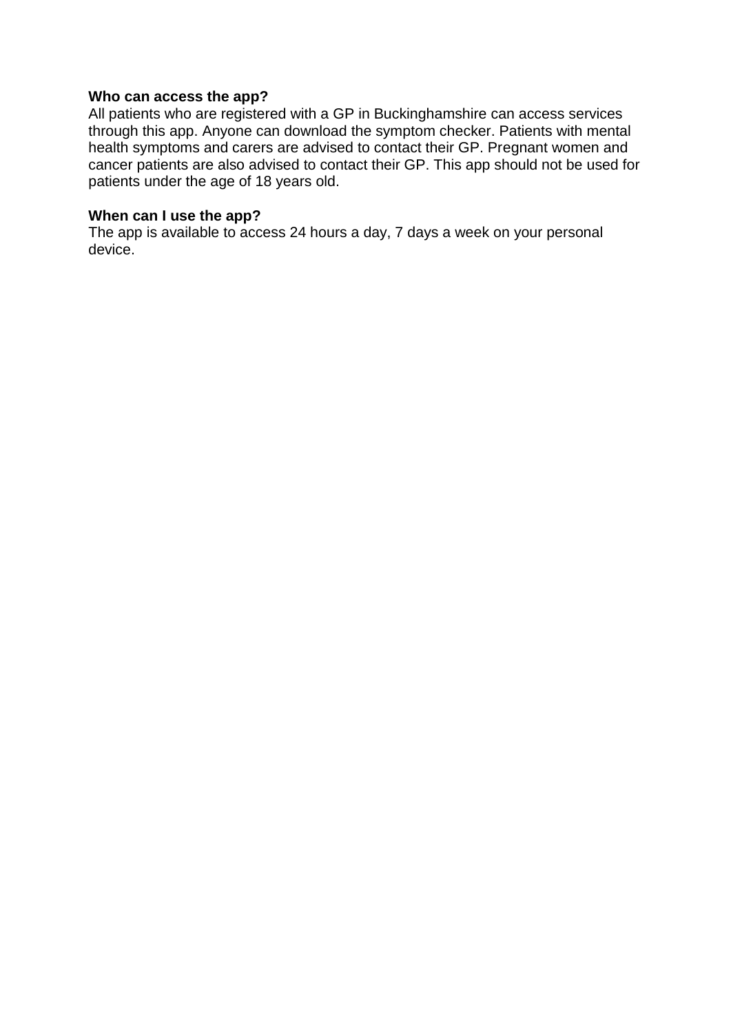**Who can access the app?**
All patients who are registered with a GP in Buckinghamshire can access services through this app. Anyone can download the symptom checker. Patients with mental health symptoms and carers are advised to contact their GP. Pregnant women and cancer patients are also advised to contact their GP. This app should not be used for patients under the age of 18 years old.

**When can I use the app?**
The app is available to access 24 hours a day, 7 days a week on your personal device.